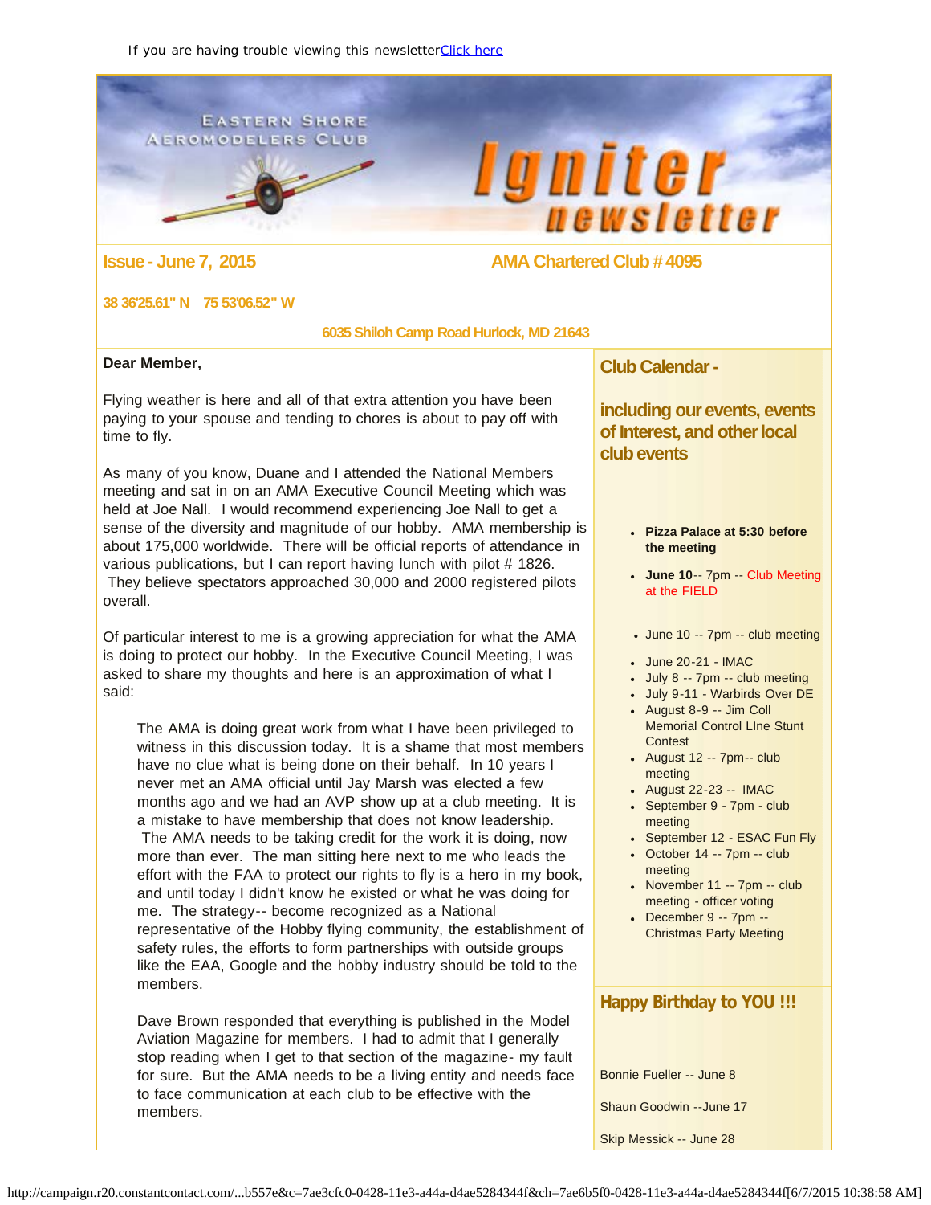If you are having trouble viewing this newsletter [Click here]

# Eastern Shore Aeromodelers Club — Igniter newsletter

**Issue - June 7, 2015** AMA Chartered Club # 4095

38 36'25.61" N 75 53'06.52" W

6035 Shiloh Camp Road Hurlock, MD 21643

**Dear Member,**

Flying weather is here and all of that extra attention you have been paying to your spouse and tending to chores is about to pay off with time to fly.

As many of you know, Duane and I attended the National Members meeting and sat in on an AMA Executive Council Meeting which was held at Joe Nall. I would recommend experiencing Joe Nall to get a sense of the diversity and magnitude of our hobby. AMA membership is about 175,000 worldwide. There will be official reports of attendance in various publications, but I can report having lunch with pilot # 1826. They believe spectators approached 30,000 and 2000 registered pilots overall.

Of particular interest to me is a growing appreciation for what the AMA is doing to protect our hobby. In the Executive Council Meeting, I was asked to share my thoughts and here is an approximation of what I said:

> The AMA is doing great work from what I have been privileged to witness in this discussion today. It is a shame that most members have no clue what is being done on their behalf. In 10 years I never met an AMA official until Jay Marsh was elected a few months ago and we had an AVP show up at a club meeting. It is a mistake to have membership that does not know leadership. The AMA needs to be taking credit for the work it is doing, now more than ever. The man sitting here next to me who leads the effort with the FAA to protect our rights to fly is a hero in my book, and until today I didn't know he existed or what he was doing for me. The strategy-- become recognized as a National representative of the Hobby flying community, the establishment of safety rules, the efforts to form partnerships with outside groups like the EAA, Google and the hobby industry should be told to the members.
>
> Dave Brown responded that everything is published in the Model Aviation Magazine for members. I had to admit that I generally stop reading when I get to that section of the magazine- my fault for sure. But the AMA needs to be a living entity and needs face to face communication at each club to be effective with the members.

## Club Calendar -

## including our events, events of Interest, and other local club events

- **Pizza Palace at 5:30 before the meeting**
- **June 10**-- 7pm -- Club Meeting at the FIELD
- June 10 -- 7pm -- club meeting
- June 20-21 - IMAC
- July 8 -- 7pm -- club meeting
- July 9-11 - Warbirds Over DE
- August 8-9 -- Jim Coll Memorial Control LIne Stunt Contest
- August 12 -- 7pm-- club meeting
- August 22-23 -- IMAC
- September 9 - 7pm - club meeting
- September 12 - ESAC Fun Fly
- October 14 -- 7pm -- club meeting
- November 11 -- 7pm -- club meeting - officer voting
- December 9 -- 7pm -- Christmas Party Meeting

## Happy Birthday to YOU !!!

Bonnie Fueller -- June 8

Shaun Goodwin --June 17

Skip Messick -- June 28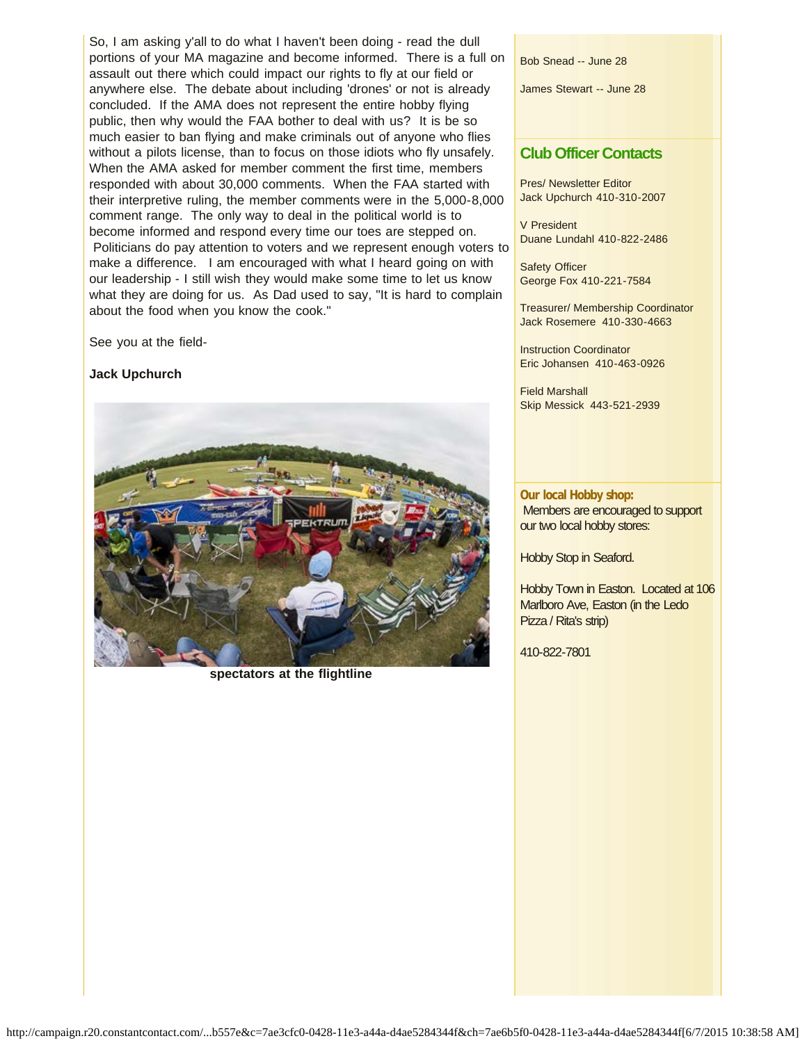So, I am asking y'all to do what I haven't been doing - read the dull portions of your MA magazine and become informed. There is a full on assault out there which could impact our rights to fly at our field or anywhere else. The debate about including 'drones' or not is already concluded. If the AMA does not represent the entire hobby flying public, then why would the FAA bother to deal with us? It is be so much easier to ban flying and make criminals out of anyone who flies without a pilots license, than to focus on those idiots who fly unsafely. When the AMA asked for member comment the first time, members responded with about 30,000 comments. When the FAA started with their interpretive ruling, the member comments were in the 5,000-8,000 comment range. The only way to deal in the political world is to become informed and respond every time our toes are stepped on. Politicians do pay attention to voters and we represent enough voters to make a difference. I am encouraged with what I heard going on with our leadership - I still wish they would make some time to let us know what they are doing for us. As Dad used to say, "It is hard to complain about the food when you know the cook."

See you at the field-

**Jack Upchurch**

**spectators at the flightline**

Bob Snead -- June 28

James Stewart -- June 28

## Club Officer Contacts

Pres/ Newsletter Editor
Jack Upchurch 410-310-2007

V President
Duane Lundahl 410-822-2486

Safety Officer
George Fox 410-221-7584

Treasurer/ Membership Coordinator
Jack Rosemere 410-330-4663

Instruction Coordinator
Eric Johansen 410-463-0926

Field Marshall
Skip Messick 443-521-2939

**Our local Hobby shop:**
Members are encouraged to support our two local hobby stores:

Hobby Stop in Seaford.

Hobby Town in Easton. Located at 106 Marlboro Ave, Easton (in the Ledo Pizza / Rita's strip)

410-822-7801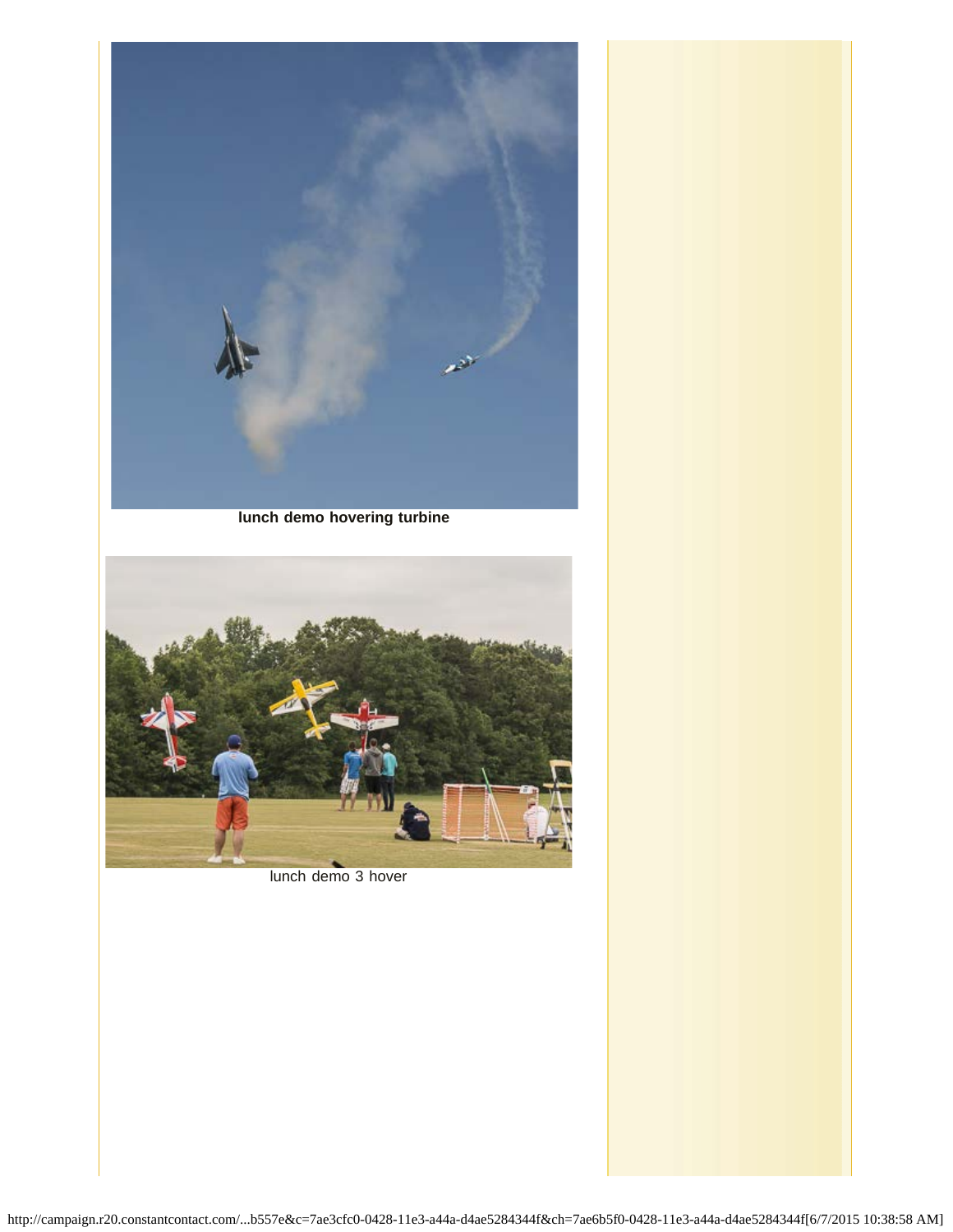**lunch demo hovering turbine**

lunch demo 3 hover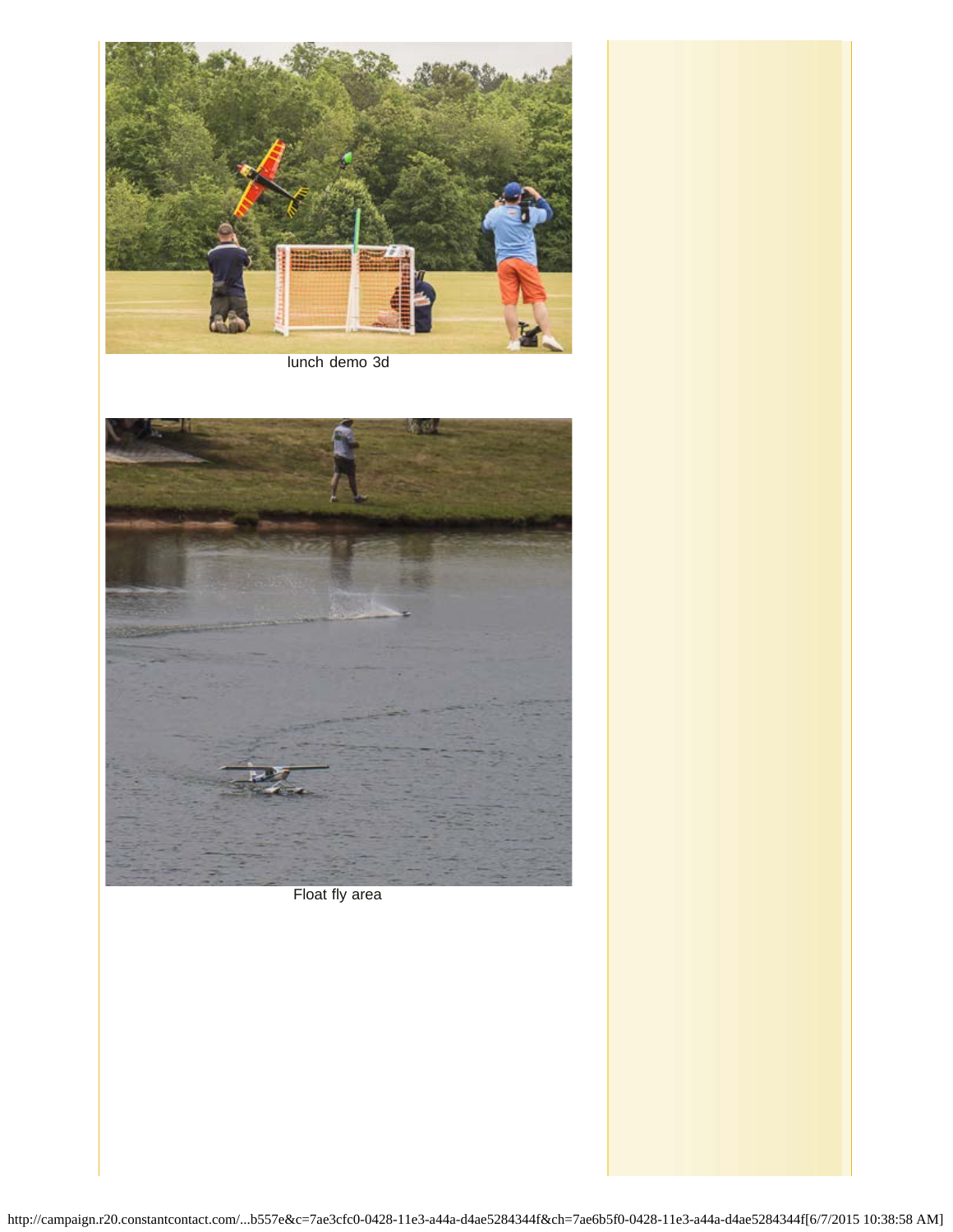lunch demo 3d

Float fly area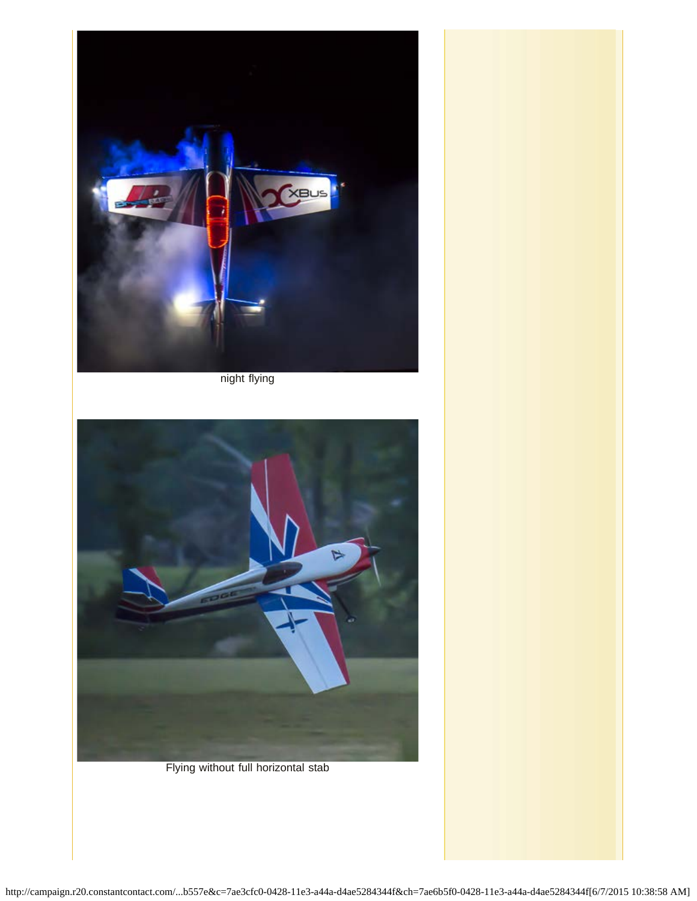night flying

Flying without full horizontal stab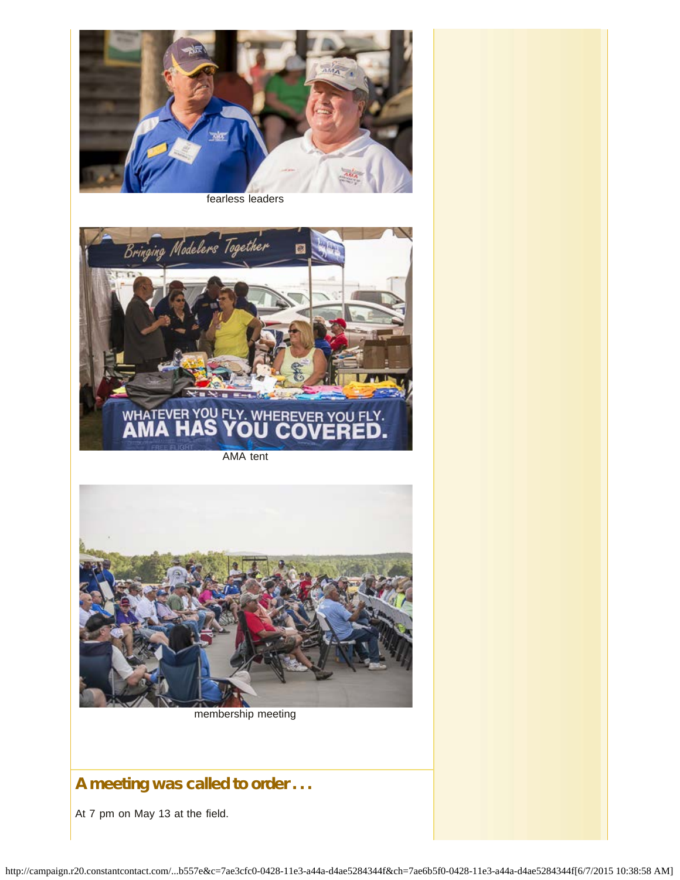fearless leaders

AMA tent

membership meeting

## A meeting was called to order . . .

At 7 pm on May 13 at the field.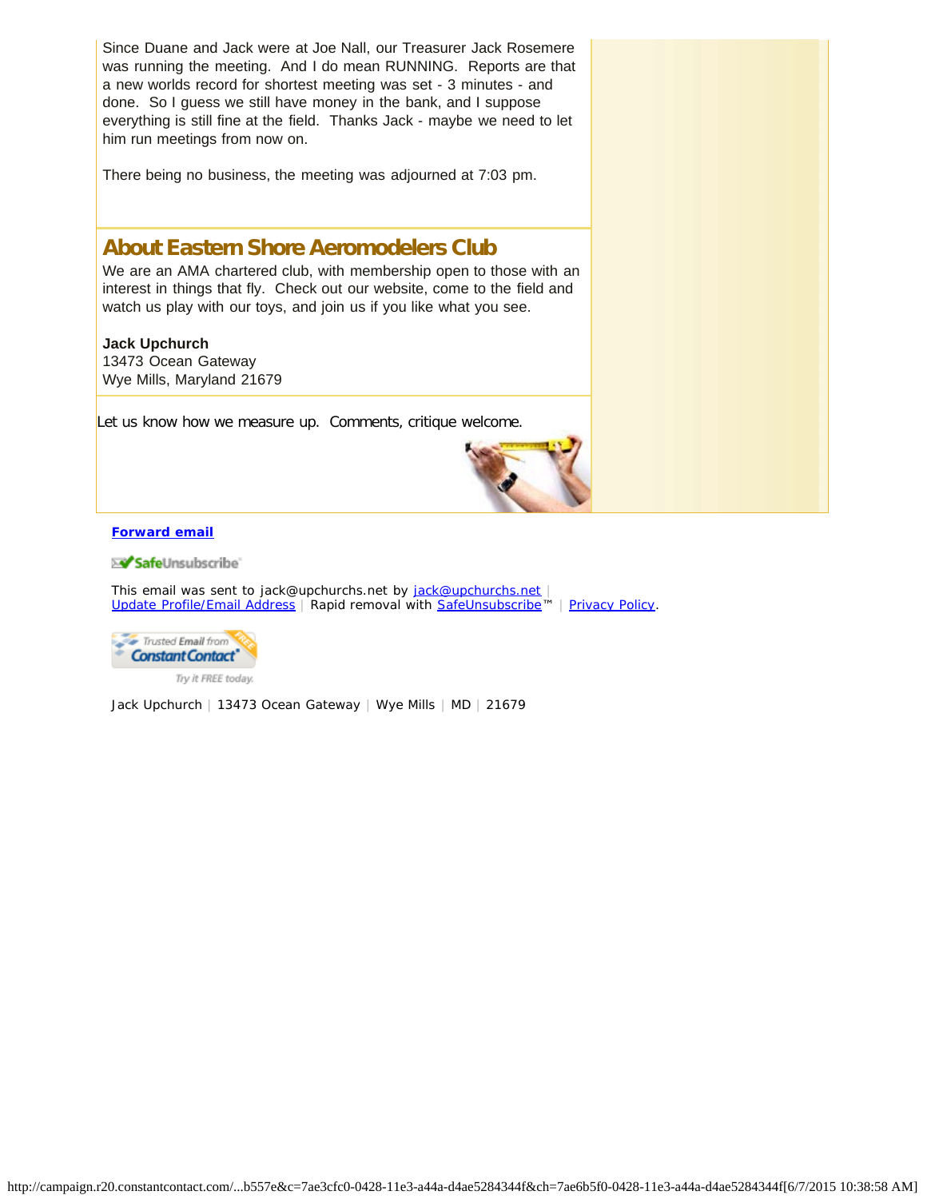Since Duane and Jack were at Joe Nall, our Treasurer Jack Rosemere was running the meeting. And I do mean RUNNING. Reports are that a new worlds record for shortest meeting was set - 3 minutes - and done. So I guess we still have money in the bank, and I suppose everything is still fine at the field. Thanks Jack - maybe we need to let him run meetings from now on.

There being no business, the meeting was adjourned at 7:03 pm.

## About Eastern Shore Aeromodelers Club

We are an AMA chartered club, with membership open to those with an interest in things that fly. Check out our website, come to the field and watch us play with our toys, and join us if you like what you see.

**Jack Upchurch**
13473 Ocean Gateway
Wye Mills, Maryland 21679

Let us know how we measure up. Comments, critique welcome.

**Forward email**

SafeUnsubscribe

This email was sent to jack@upchurchs.net by jack@upchurchs.net | Update Profile/Email Address | Rapid removal with SafeUnsubscribe™ | Privacy Policy.

Trusted Email from Constant Contact FREE
Try it FREE today.

Jack Upchurch | 13473 Ocean Gateway | Wye Mills | MD | 21679